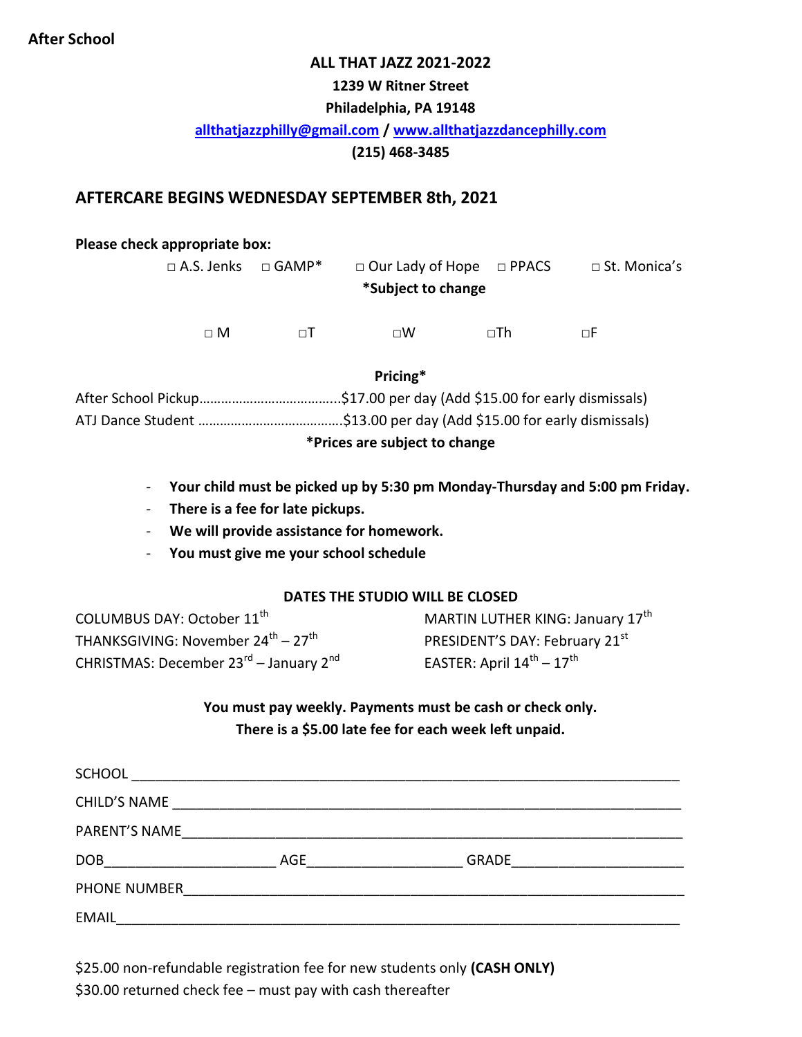**After School**

**ALL THAT JAZZ 2021-2022**

**1239 W Ritner Street**

**Philadelphia, PA 19148**

**allthatjazzphilly@gmail.com / www.allthatjazzdancephilly.com**

**(215) 468-3485**

## AFTERCARE BEGINS WEDNESDAY SEPTEMBER 8th, 2021

**Please check appropriate box:**

□ A.S. Jenks □ GAMP* □ Our Lady of Hope □ PPACS □ St. Monica's

***Subject to change**

□ M □T □W □Th □F

**Pricing***

After School Pickup………………………………..$17.00 per day (Add $15.00 for early dismissals)

ATJ Dance Student ………………………………….$13.00 per day (Add $15.00 for early dismissals)

***Prices are subject to change**

- **Your child must be picked up by 5:30 pm Monday-Thursday and 5:00 pm Friday.**
- **There is a fee for late pickups.**
- **We will provide assistance for homework.**
- **You must give me your school schedule**

**DATES THE STUDIO WILL BE CLOSED**

COLUMBUS DAY: October 11th

THANKSGIVING: November 24th – 27th

CHRISTMAS: December 23rd – January 2nd

MARTIN LUTHER KING: January 17th

PRESIDENT'S DAY: February 21st

EASTER: April 14th – 17th

**You must pay weekly. Payments must be cash or check only.**

**There is a $5.00 late fee for each week left unpaid.**

SCHOOL ______________________________________________________________________

CHILD'S NAME _________________________________________________________________

PARENT'S NAME_________________________________________________________________

DOB_____________________ AGE___________________ GRADE_____________________

PHONE NUMBER_________________________________________________________________

EMAIL_________________________________________________________________________

$25.00 non-refundable registration fee for new students only **(CASH ONLY)**

$30.00 returned check fee – must pay with cash thereafter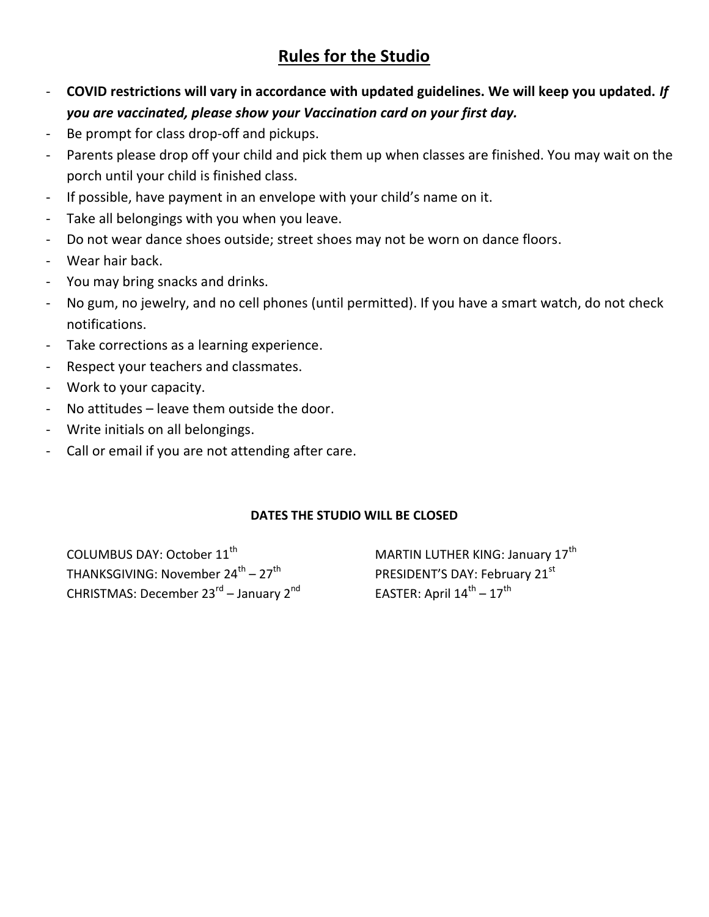# Rules for the Studio

- **COVID restrictions will vary in accordance with updated guidelines. We will keep you updated.** ***If you are vaccinated, please show your Vaccination card on your first day.***
- Be prompt for class drop-off and pickups.
- Parents please drop off your child and pick them up when classes are finished. You may wait on the porch until your child is finished class.
- If possible, have payment in an envelope with your child's name on it.
- Take all belongings with you when you leave.
- Do not wear dance shoes outside; street shoes may not be worn on dance floors.
- Wear hair back.
- You may bring snacks and drinks.
- No gum, no jewelry, and no cell phones (until permitted). If you have a smart watch, do not check notifications.
- Take corrections as a learning experience.
- Respect your teachers and classmates.
- Work to your capacity.
- No attitudes – leave them outside the door.
- Write initials on all belongings.
- Call or email if you are not attending after care.

**DATES THE STUDIO WILL BE CLOSED**

COLUMBUS DAY: October 11th
THANKSGIVING: November 24th – 27th
CHRISTMAS: December 23rd – January 2nd
MARTIN LUTHER KING: January 17th
PRESIDENT'S DAY: February 21st
EASTER: April 14th – 17th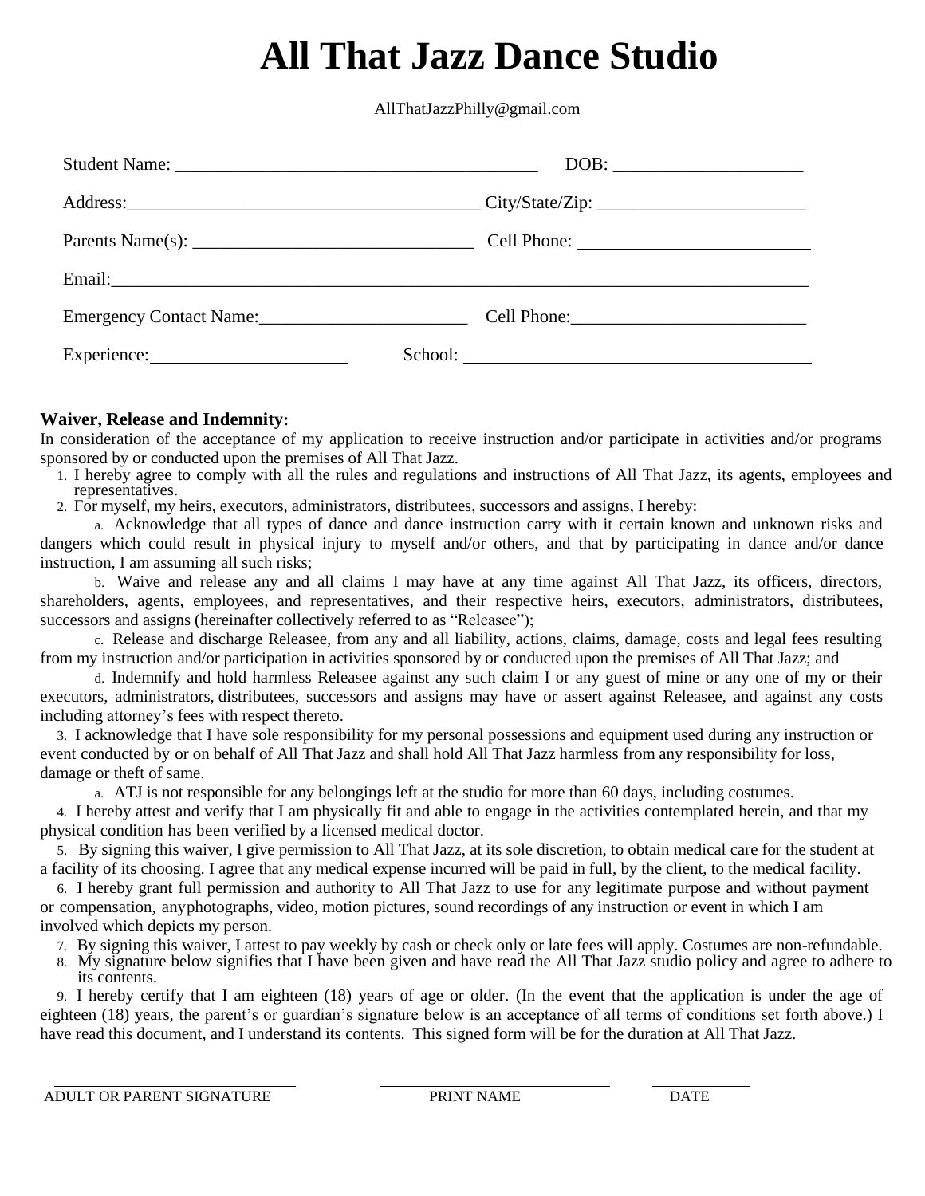# All That Jazz Dance Studio

AllThatJazzPhilly@gmail.com

Student Name: ________________________________________ DOB: ____________________

Address:______________________________________ City/State/Zip: ______________________

Parents Name(s): _______________________________ Cell Phone: _________________________

Email:_____________________________________________________________________________

Emergency Contact Name:_______________________ Cell Phone:_________________________

Experience:_____________________ School: ______________________________________

**Waiver, Release and Indemnity:**

In consideration of the acceptance of my application to receive instruction and/or participate in activities and/or programs sponsored by or conducted upon the premises of All That Jazz.

1. I hereby agree to comply with all the rules and regulations and instructions of All That Jazz, its agents, employees and representatives.
2. For myself, my heirs, executors, administrators, distributees, successors and assigns, I hereby:
    a. Acknowledge that all types of dance and dance instruction carry with it certain known and unknown risks and dangers which could result in physical injury to myself and/or others, and that by participating in dance and/or dance instruction, I am assuming all such risks;
    b. Waive and release any and all claims I may have at any time against All That Jazz, its officers, directors, shareholders, agents, employees, and representatives, and their respective heirs, executors, administrators, distributees, successors and assigns (hereinafter collectively referred to as "Releasee");
    c. Release and discharge Releasee, from any and all liability, actions, claims, damage, costs and legal fees resulting from my instruction and/or participation in activities sponsored by or conducted upon the premises of All That Jazz; and
    d. Indemnify and hold harmless Releasee against any such claim I or any guest of mine or any one of my or their executors, administrators, distributees, successors and assigns may have or assert against Releasee, and against any costs including attorney's fees with respect thereto.
3. I acknowledge that I have sole responsibility for my personal possessions and equipment used during any instruction or event conducted by or on behalf of All That Jazz and shall hold All That Jazz harmless from any responsibility for loss, damage or theft of same.
    a. ATJ is not responsible for any belongings left at the studio for more than 60 days, including costumes.
4. I hereby attest and verify that I am physically fit and able to engage in the activities contemplated herein, and that my physical condition has been verified by a licensed medical doctor.
5. By signing this waiver, I give permission to All That Jazz, at its sole discretion, to obtain medical care for the student at a facility of its choosing. I agree that any medical expense incurred will be paid in full, by the client, to the medical facility.
6. I hereby grant full permission and authority to All That Jazz to use for any legitimate purpose and without payment or compensation, anyphotographs, video, motion pictures, sound recordings of any instruction or event in which I am involved which depicts my person.
7. By signing this waiver, I attest to pay weekly by cash or check only or late fees will apply. Costumes are non-refundable.
8. My signature below signifies that I have been given and have read the All That Jazz studio policy and agree to adhere to its contents.
9. I hereby certify that I am eighteen (18) years of age or older. (In the event that the application is under the age of eighteen (18) years, the parent's or guardian's signature below is an acceptance of all terms of conditions set forth above.) I have read this document, and I understand its contents. This signed form will be for the duration at All That Jazz.

_____________________________ _____________________________ ____________

ADULT OR PARENT SIGNATURE PRINT NAME DATE